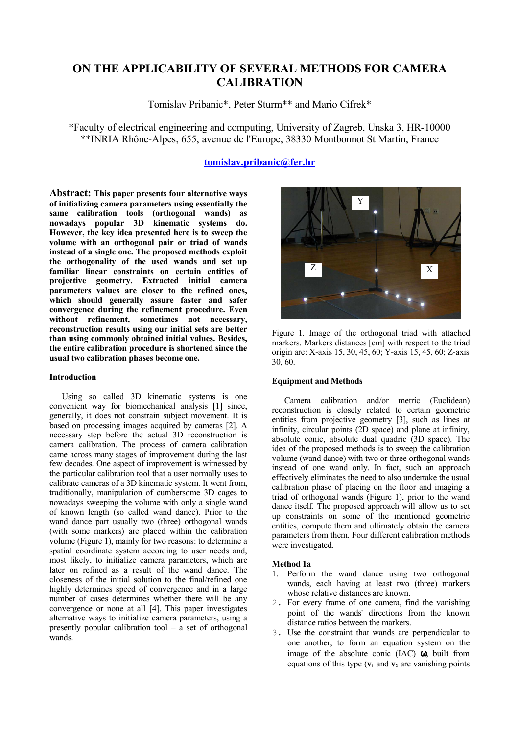# ON THE APPLICABILITY OF SEVERAL METHODS FOR CAMERA CALIBRATION

Tomislav Pribanic*, Peter Sturm** and Mario Cifrek*

*Faculty of electrical engineering and computing, University of Zagreb, Unska 3, HR-10000
**INRIA Rhône-Alpes, 655, avenue de l'Europe, 38330 Montbonnot St Martin, France

**tomislav.pribanic@fer.hr**

**Abstract: This paper presents four alternative ways of initializing camera parameters using essentially the same calibration tools (orthogonal wands) as nowadays popular 3D kinematic systems do. However, the key idea presented here is to sweep the volume with an orthogonal pair or triad of wands instead of a single one. The proposed methods exploit the orthogonality of the used wands and set up familiar linear constraints on certain entities of projective geometry. Extracted initial camera parameters values are closer to the refined ones, which should generally assure faster and safer convergence during the refinement procedure. Even without refinement, sometimes not necessary, reconstruction results using our initial sets are better than using commonly obtained initial values. Besides, the entire calibration procedure is shortened since the usual two calibration phases become one.**

### Introduction

Using so called 3D kinematic systems is one convenient way for biomechanical analysis [1] since, generally, it does not constrain subject movement. It is based on processing images acquired by cameras [2]. A necessary step before the actual 3D reconstruction is camera calibration. The process of camera calibration came across many stages of improvement during the last few decades. One aspect of improvement is witnessed by the particular calibration tool that a user normally uses to calibrate cameras of a 3D kinematic system. It went from, traditionally, manipulation of cumbersome 3D cages to nowadays sweeping the volume with only a single wand of known length (so called wand dance). Prior to the wand dance part usually two (three) orthogonal wands (with some markers) are placed within the calibration volume (Figure 1), mainly for two reasons: to determine a spatial coordinate system according to user needs and, most likely, to initialize camera parameters, which are later on refined as a result of the wand dance. The closeness of the initial solution to the final/refined one highly determines speed of convergence and in a large number of cases determines whether there will be any convergence or none at all [4]. This paper investigates alternative ways to initialize camera parameters, using a presently popular calibration tool – a set of orthogonal wands.

Y

Z

X

Figure 1. Image of the orthogonal triad with attached markers. Markers distances [cm] with respect to the triad origin are: X-axis 15, 30, 45, 60; Y-axis 15, 45, 60; Z-axis 30, 60.

### Equipment and Methods

Camera calibration and/or metric (Euclidean) reconstruction is closely related to certain geometric entities from projective geometry [3], such as lines at infinity, circular points (2D space) and plane at infinity, absolute conic, absolute dual quadric (3D space). The idea of the proposed methods is to sweep the calibration volume (wand dance) with two or three orthogonal wands instead of one wand only. In fact, such an approach effectively eliminates the need to also undertake the usual calibration phase of placing on the floor and imaging a triad of orthogonal wands (Figure 1), prior to the wand dance itself. The proposed approach will allow us to set up constraints on some of the mentioned geometric entities, compute them and ultimately obtain the camera parameters from them. Four different calibration methods were investigated.

**Method 1a**

1. Perform the wand dance using two orthogonal wands, each having at least two (three) markers whose relative distances are known.
2. For every frame of one camera, find the vanishing point of the wands' directions from the known distance ratios between the markers.
3. Use the constraint that wands are perpendicular to one another, to form an equation system on the image of the absolute conic (IAC) $\omega$, built from equations of this type ($\mathbf{v}_1$ and $\mathbf{v}_2$ are vanishing points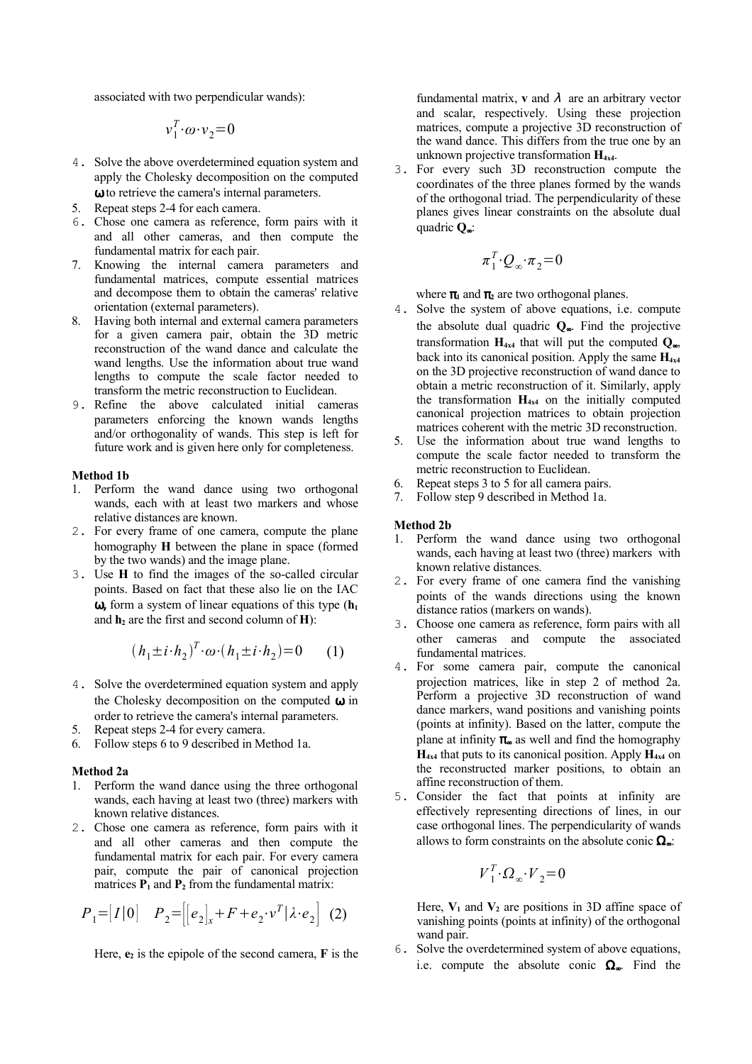associated with two perpendicular wands):

$$v_1^T \cdot \omega \cdot v_2 = 0$$

4. Solve the above overdetermined equation system and apply the Cholesky decomposition on the computed **ω** to retrieve the camera's internal parameters.
5. Repeat steps 2-4 for each camera.
6. Chose one camera as reference, form pairs with it and all other cameras, and then compute the fundamental matrix for each pair.
7. Knowing the internal camera parameters and fundamental matrices, compute essential matrices and decompose them to obtain the cameras' relative orientation (external parameters).
8. Having both internal and external camera parameters for a given camera pair, obtain the 3D metric reconstruction of the wand dance and calculate the wand lengths. Use the information about true wand lengths to compute the scale factor needed to transform the metric reconstruction to Euclidean.
9. Refine the above calculated initial cameras parameters enforcing the known wands lengths and/or orthogonality of wands. This step is left for future work and is given here only for completeness.

**Method 1b**

1. Perform the wand dance using two orthogonal wands, each with at least two markers and whose relative distances are known.
2. For every frame of one camera, compute the plane homography **H** between the plane in space (formed by the two wands) and the image plane.
3. Use **H** to find the images of the so-called circular points. Based on fact that these also lie on the IAC **ω**, form a system of linear equations of this type ($\mathbf{h_1}$ and $\mathbf{h_2}$ are the first and second column of **H**):

$$(h_1 \pm i \cdot h_2)^T \cdot \omega \cdot (h_1 \pm i \cdot h_2) = 0 \qquad (1)$$

4. Solve the overdetermined equation system and apply the Cholesky decomposition on the computed **ω** in order to retrieve the camera's internal parameters.
5. Repeat steps 2-4 for every camera.
6. Follow steps 6 to 9 described in Method 1a.

**Method 2a**

1. Perform the wand dance using the three orthogonal wands, each having at least two (three) markers with known relative distances.
2. Chose one camera as reference, form pairs with it and all other cameras and then compute the fundamental matrix for each pair. For every camera pair, compute the pair of canonical projection matrices $\mathbf{P_1}$ and $\mathbf{P_2}$ from the fundamental matrix:

$$P_1 = [I|0] \quad P_2 = \left[ [e_2]_x + F + e_2 \cdot v^T | \lambda \cdot e_2 \right] \quad (2)$$

Here, $\mathbf{e_2}$ is the epipole of the second camera, **F** is the fundamental matrix, **v** and $\lambda$ are an arbitrary vector and scalar, respectively. Using these projection matrices, compute a projective 3D reconstruction of the wand dance. This differs from the true one by an unknown projective transformation $\mathbf{H_{4x4}}$.

3. For every such 3D reconstruction compute the coordinates of the three planes formed by the wands of the orthogonal triad. The perpendicularity of these planes gives linear constraints on the absolute dual quadric $\mathbf{Q_\infty}$:

$$\pi_1^T \cdot Q_\infty \cdot \pi_2 = 0$$

where $\pi_1$ and $\pi_2$ are two orthogonal planes.

4. Solve the system of above equations, i.e. compute the absolute dual quadric $\mathbf{Q_\infty}$. Find the projective transformation $\mathbf{H_{4x4}}$ that will put the computed $\mathbf{Q_\infty}$, back into its canonical position. Apply the same $\mathbf{H_{4x4}}$ on the 3D projective reconstruction of wand dance to obtain a metric reconstruction of it. Similarly, apply the transformation $\mathbf{H_{4x4}}$ on the initially computed canonical projection matrices to obtain projection matrices coherent with the metric 3D reconstruction.
5. Use the information about true wand lengths to compute the scale factor needed to transform the metric reconstruction to Euclidean.
6. Repeat steps 3 to 5 for all camera pairs.
7. Follow step 9 described in Method 1a.

**Method 2b**

1. Perform the wand dance using two orthogonal wands, each having at least two (three) markers with known relative distances.
2. For every frame of one camera find the vanishing points of the wands directions using the known distance ratios (markers on wands).
3. Choose one camera as reference, form pairs with all other cameras and compute the associated fundamental matrices.
4. For some camera pair, compute the canonical projection matrices, like in step 2 of method 2a. Perform a projective 3D reconstruction of wand dance markers, wand positions and vanishing points (points at infinity). Based on the latter, compute the plane at infinity $\pi_\infty$ as well and find the homography $\mathbf{H_{4x4}}$ that puts to its canonical position. Apply $\mathbf{H_{4x4}}$ on the reconstructed marker positions, to obtain an affine reconstruction of them.
5. Consider the fact that points at infinity are effectively representing directions of lines, in our case orthogonal lines. The perpendicularity of wands allows to form constraints on the absolute conic $\mathbf{\Omega_\infty}$:

$$V_1^T \cdot \Omega_\infty \cdot V_2 = 0$$

Here, $\mathbf{V_1}$ and $\mathbf{V_2}$ are positions in 3D affine space of vanishing points (points at infinity) of the orthogonal wand pair.

6. Solve the overdetermined system of above equations, i.e. compute the absolute conic $\mathbf{\Omega_\infty}$. Find the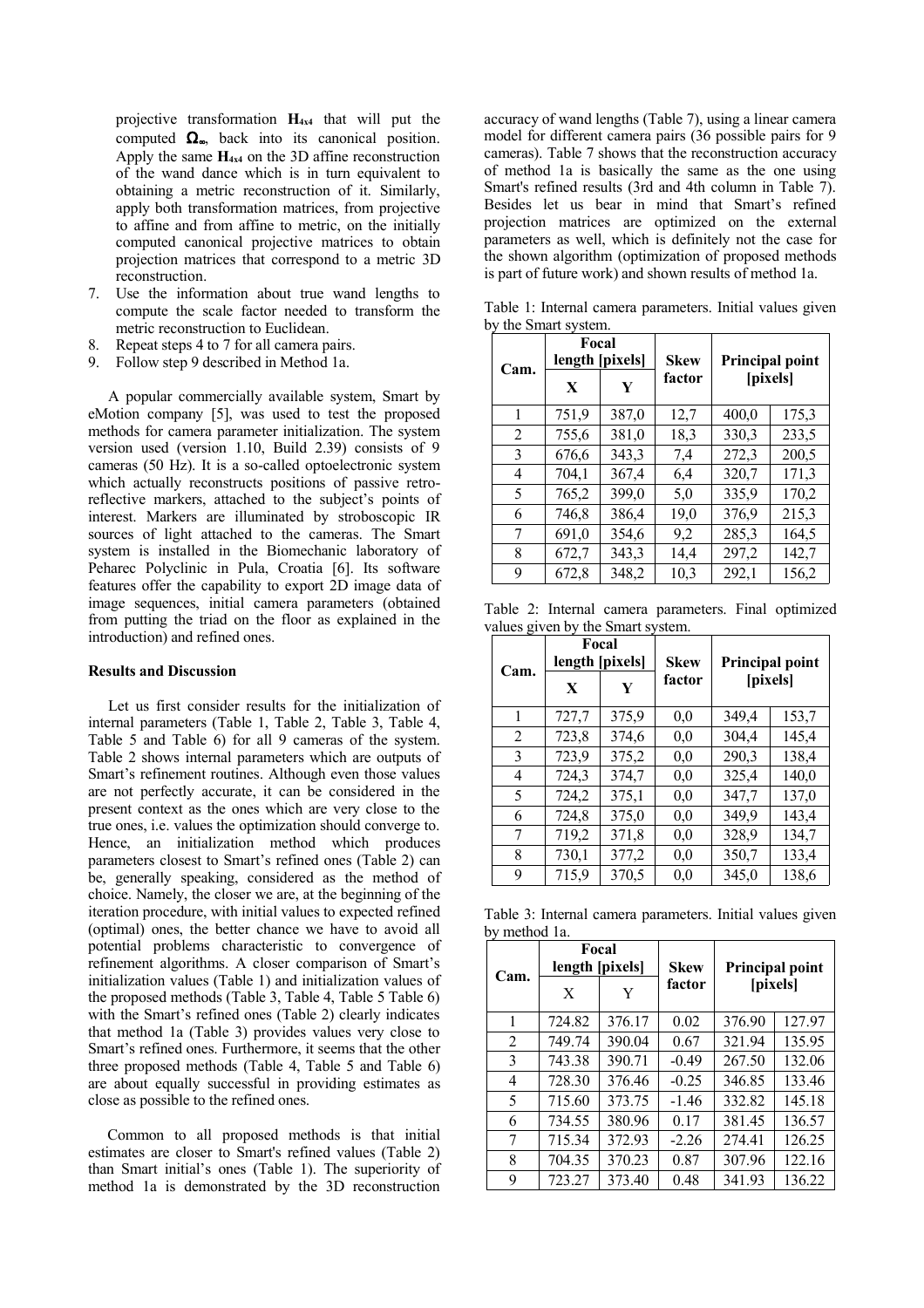projective transformation $\mathbf{H}_{4x4}$ that will put the computed $\mathbf{\Omega}_{\infty}$ back into its canonical position. Apply the same $\mathbf{H}_{4x4}$ on the 3D affine reconstruction of the wand dance which is in turn equivalent to obtaining a metric reconstruction of it. Similarly, apply both transformation matrices, from projective to affine and from affine to metric, on the initially computed canonical projective matrices to obtain projection matrices that correspond to a metric 3D reconstruction.

7. Use the information about true wand lengths to compute the scale factor needed to transform the metric reconstruction to Euclidean.
8. Repeat steps 4 to 7 for all camera pairs.
9. Follow step 9 described in Method 1a.

A popular commercially available system, Smart by eMotion company [5], was used to test the proposed methods for camera parameter initialization. The system version used (version 1.10, Build 2.39) consists of 9 cameras (50 Hz). It is a so-called optoelectronic system which actually reconstructs positions of passive retro-reflective markers, attached to the subject's points of interest. Markers are illuminated by stroboscopic IR sources of light attached to the cameras. The Smart system is installed in the Biomechanic laboratory of Peharec Polyclinic in Pula, Croatia [6]. Its software features offer the capability to export 2D image data of image sequences, initial camera parameters (obtained from putting the triad on the floor as explained in the introduction) and refined ones.

**Results and Discussion**

Let us first consider results for the initialization of internal parameters (Table 1, Table 2, Table 3, Table 4, Table 5 and Table 6) for all 9 cameras of the system. Table 2 shows internal parameters which are outputs of Smart's refinement routines. Although even those values are not perfectly accurate, it can be considered in the present context as the ones which are very close to the true ones, i.e. values the optimization should converge to. Hence, an initialization method which produces parameters closest to Smart's refined ones (Table 2) can be, generally speaking, considered as the method of choice. Namely, the closer we are, at the beginning of the iteration procedure, with initial values to expected refined (optimal) ones, the better chance we have to avoid all potential problems characteristic to convergence of refinement algorithms. A closer comparison of Smart's initialization values (Table 1) and initialization values of the proposed methods (Table 3, Table 4, Table 5 Table 6) with the Smart's refined ones (Table 2) clearly indicates that method 1a (Table 3) provides values very close to Smart's refined ones. Furthermore, it seems that the other three proposed methods (Table 4, Table 5 and Table 6) are about equally successful in providing estimates as close as possible to the refined ones.

Common to all proposed methods is that initial estimates are closer to Smart's refined values (Table 2) than Smart initial's ones (Table 1). The superiority of method 1a is demonstrated by the 3D reconstruction accuracy of wand lengths (Table 7), using a linear camera model for different camera pairs (36 possible pairs for 9 cameras). Table 7 shows that the reconstruction accuracy of method 1a is basically the same as the one using Smart's refined results (3rd and 4th column in Table 7). Besides let us bear in mind that Smart's refined projection matrices are optimized on the external parameters as well, which is definitely not the case for the shown algorithm (optimization of proposed methods is part of future work) and shown results of method 1a.

Table 1: Internal camera parameters. Initial values given by the Smart system.

| Cam. | Focal length [pixels] | | Skew factor | Principal point [pixels] | |
|---|---|---|---|---|---|
| | X | Y | | | |
| 1 | 751,9 | 387,0 | 12,7 | 400,0 | 175,3 |
| 2 | 755,6 | 381,0 | 18,3 | 330,3 | 233,5 |
| 3 | 676,6 | 343,3 | 7,4 | 272,3 | 200,5 |
| 4 | 704,1 | 367,4 | 6,4 | 320,7 | 171,3 |
| 5 | 765,2 | 399,0 | 5,0 | 335,9 | 170,2 |
| 6 | 746,8 | 386,4 | 19,0 | 376,9 | 215,3 |
| 7 | 691,0 | 354,6 | 9,2 | 285,3 | 164,5 |
| 8 | 672,7 | 343,3 | 14,4 | 297,2 | 142,7 |
| 9 | 672,8 | 348,2 | 10,3 | 292,1 | 156,2 |

Table 2: Internal camera parameters. Final optimized values given by the Smart system.

| Cam. | Focal length [pixels] | | Skew factor | Principal point [pixels] | |
|---|---|---|---|---|---|
| | X | Y | | | |
| 1 | 727,7 | 375,9 | 0,0 | 349,4 | 153,7 |
| 2 | 723,8 | 374,6 | 0,0 | 304,4 | 145,4 |
| 3 | 723,9 | 375,2 | 0,0 | 290,3 | 138,4 |
| 4 | 724,3 | 374,7 | 0,0 | 325,4 | 140,0 |
| 5 | 724,2 | 375,1 | 0,0 | 347,7 | 137,0 |
| 6 | 724,8 | 375,0 | 0,0 | 349,9 | 143,4 |
| 7 | 719,2 | 371,8 | 0,0 | 328,9 | 134,7 |
| 8 | 730,1 | 377,2 | 0,0 | 350,7 | 133,4 |
| 9 | 715,9 | 370,5 | 0,0 | 345,0 | 138,6 |

Table 3: Internal camera parameters. Initial values given by method 1a.

| Cam. | Focal length [pixels] | | Skew factor | Principal point [pixels] | |
|---|---|---|---|---|---|
| | X | Y | | | |
| 1 | 724.82 | 376.17 | 0.02 | 376.90 | 127.97 |
| 2 | 749.74 | 390.04 | 0.67 | 321.94 | 135.95 |
| 3 | 743.38 | 390.71 | -0.49 | 267.50 | 132.06 |
| 4 | 728.30 | 376.46 | -0.25 | 346.85 | 133.46 |
| 5 | 715.60 | 373.75 | -1.46 | 332.82 | 145.18 |
| 6 | 734.55 | 380.96 | 0.17 | 381.45 | 136.57 |
| 7 | 715.34 | 372.93 | -2.26 | 274.41 | 126.25 |
| 8 | 704.35 | 370.23 | 0.87 | 307.96 | 122.16 |
| 9 | 723.27 | 373.40 | 0.48 | 341.93 | 136.22 |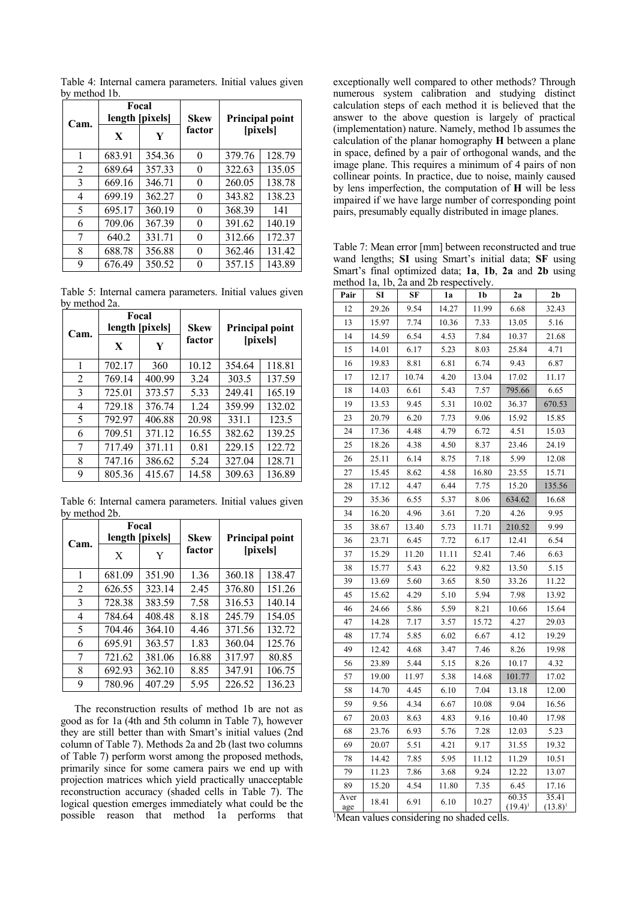Table 4: Internal camera parameters. Initial values given by method 1b.

| Cam. | Focal length [pixels] | | Skew factor | Principal point [pixels] | |
|---|---|---|---|---|---|
| | X | Y | | | |
| 1 | 683.91 | 354.36 | 0 | 379.76 | 128.79 |
| 2 | 689.64 | 357.33 | 0 | 322.63 | 135.05 |
| 3 | 669.16 | 346.71 | 0 | 260.05 | 138.78 |
| 4 | 699.19 | 362.27 | 0 | 343.82 | 138.23 |
| 5 | 695.17 | 360.19 | 0 | 368.39 | 141 |
| 6 | 709.06 | 367.39 | 0 | 391.62 | 140.19 |
| 7 | 640.2 | 331.71 | 0 | 312.66 | 172.37 |
| 8 | 688.78 | 356.88 | 0 | 362.46 | 131.42 |
| 9 | 676.49 | 350.52 | 0 | 357.15 | 143.89 |

Table 5: Internal camera parameters. Initial values given by method 2a.

| Cam. | Focal length [pixels] | | Skew factor | Principal point [pixels] | |
|---|---|---|---|---|---|
| | X | Y | | | |
| 1 | 702.17 | 360 | 10.12 | 354.64 | 118.81 |
| 2 | 769.14 | 400.99 | 3.24 | 303.5 | 137.59 |
| 3 | 725.01 | 373.57 | 5.33 | 249.41 | 165.19 |
| 4 | 729.18 | 376.74 | 1.24 | 359.99 | 132.02 |
| 5 | 792.97 | 406.88 | 20.98 | 331.1 | 123.5 |
| 6 | 709.51 | 371.12 | 16.55 | 382.62 | 139.25 |
| 7 | 717.49 | 371.11 | 0.81 | 229.15 | 122.72 |
| 8 | 747.16 | 386.62 | 5.24 | 327.04 | 128.71 |
| 9 | 805.36 | 415.67 | 14.58 | 309.63 | 136.89 |

Table 6: Internal camera parameters. Initial values given by method 2b.

| Cam. | Focal length [pixels] | | Skew factor | Principal point [pixels] | |
|---|---|---|---|---|---|
| | X | Y | | | |
| 1 | 681.09 | 351.90 | 1.36 | 360.18 | 138.47 |
| 2 | 626.55 | 323.14 | 2.45 | 376.80 | 151.26 |
| 3 | 728.38 | 383.59 | 7.58 | 316.53 | 140.14 |
| 4 | 784.64 | 408.48 | 8.18 | 245.79 | 154.05 |
| 5 | 704.46 | 364.10 | 4.46 | 371.56 | 132.72 |
| 6 | 695.91 | 363.57 | 1.83 | 360.04 | 125.76 |
| 7 | 721.62 | 381.06 | 16.88 | 317.97 | 80.85 |
| 8 | 692.93 | 362.10 | 8.85 | 347.91 | 106.75 |
| 9 | 780.96 | 407.29 | 5.95 | 226.52 | 136.23 |

The reconstruction results of method 1b are not as good as for 1a (4th and 5th column in Table 7), however they are still better than with Smart's initial values (2nd column of Table 7). Methods 2a and 2b (last two columns of Table 7) perform worst among the proposed methods, primarily since for some camera pairs we end up with projection matrices which yield practically unacceptable reconstruction accuracy (shaded cells in Table 7). The logical question emerges immediately what could be the possible reason that method 1a performs that exceptionally well compared to other methods? Through numerous system calibration and studying distinct calculation steps of each method it is believed that the answer to the above question is largely of practical (implementation) nature. Namely, method 1b assumes the calculation of the planar homography **H** between a plane in space, defined by a pair of orthogonal wands, and the image plane. This requires a minimum of 4 pairs of non collinear points. In practice, due to noise, mainly caused by lens imperfection, the computation of **H** will be less impaired if we have large number of corresponding point pairs, presumably equally distributed in image planes.

Table 7: Mean error [mm] between reconstructed and true wand lengths; **SI** using Smart's initial data; **SF** using Smart's final optimized data; **1a**, **1b**, **2a** and **2b** using method 1a, 1b, 2a and 2b respectively.

| Pair | SI | SF | 1a | 1b | 2a | 2b |
|---|---|---|---|---|---|---|
| 12 | 29.26 | 9.54 | 14.27 | 11.99 | 6.68 | 32.43 |
| 13 | 15.97 | 7.74 | 10.36 | 7.33 | 13.05 | 5.16 |
| 14 | 14.59 | 6.54 | 4.53 | 7.84 | 10.37 | 21.68 |
| 15 | 14.01 | 6.17 | 5.23 | 8.03 | 25.84 | 4.71 |
| 16 | 19.83 | 8.81 | 6.81 | 6.74 | 9.43 | 6.87 |
| 17 | 12.17 | 10.74 | 4.20 | 13.04 | 17.02 | 11.17 |
| 18 | 14.03 | 6.61 | 5.43 | 7.57 | 795.66 | 6.65 |
| 19 | 13.53 | 9.45 | 5.31 | 10.02 | 36.37 | 670.53 |
| 23 | 20.79 | 6.20 | 7.73 | 9.06 | 15.92 | 15.85 |
| 24 | 17.36 | 4.48 | 4.79 | 6.72 | 4.51 | 15.03 |
| 25 | 18.26 | 4.38 | 4.50 | 8.37 | 23.46 | 24.19 |
| 26 | 25.11 | 6.14 | 8.75 | 7.18 | 5.99 | 12.08 |
| 27 | 15.45 | 8.62 | 4.58 | 16.80 | 23.55 | 15.71 |
| 28 | 17.12 | 4.47 | 6.44 | 7.75 | 15.20 | 135.56 |
| 29 | 35.36 | 6.55 | 5.37 | 8.06 | 634.62 | 16.68 |
| 34 | 16.20 | 4.96 | 3.61 | 7.20 | 4.26 | 9.95 |
| 35 | 38.67 | 13.40 | 5.73 | 11.71 | 210.52 | 9.99 |
| 36 | 23.71 | 6.45 | 7.72 | 6.17 | 12.41 | 6.54 |
| 37 | 15.29 | 11.20 | 11.11 | 52.41 | 7.46 | 6.63 |
| 38 | 15.77 | 5.43 | 6.22 | 9.82 | 13.50 | 5.15 |
| 39 | 13.69 | 5.60 | 3.65 | 8.50 | 33.26 | 11.22 |
| 45 | 15.62 | 4.29 | 5.10 | 5.94 | 7.98 | 13.92 |
| 46 | 24.66 | 5.86 | 5.59 | 8.21 | 10.66 | 15.64 |
| 47 | 14.28 | 7.17 | 3.57 | 15.72 | 4.27 | 29.03 |
| 48 | 17.74 | 5.85 | 6.02 | 6.67 | 4.12 | 19.29 |
| 49 | 12.42 | 4.68 | 3.47 | 7.46 | 8.26 | 19.98 |
| 56 | 23.89 | 5.44 | 5.15 | 8.26 | 10.17 | 4.32 |
| 57 | 19.00 | 11.97 | 5.38 | 14.68 | 101.77 | 17.02 |
| 58 | 14.70 | 4.45 | 6.10 | 7.04 | 13.18 | 12.00 |
| 59 | 9.56 | 4.34 | 6.67 | 10.08 | 9.04 | 16.56 |
| 67 | 20.03 | 8.63 | 4.83 | 9.16 | 10.40 | 17.98 |
| 68 | 23.76 | 6.93 | 5.76 | 7.28 | 12.03 | 5.23 |
| 69 | 20.07 | 5.51 | 4.21 | 9.17 | 31.55 | 19.32 |
| 78 | 14.42 | 7.85 | 5.95 | 11.12 | 11.29 | 10.51 |
| 79 | 11.23 | 7.86 | 3.68 | 9.24 | 12.22 | 13.07 |
| 89 | 15.20 | 4.54 | 11.80 | 7.35 | 6.45 | 17.16 |
| Average | 18.41 | 6.91 | 6.10 | 10.27 | 60.35 (19.4)[1] | 35.41 (13.8)[1] |

[1]Mean values considering no shaded cells.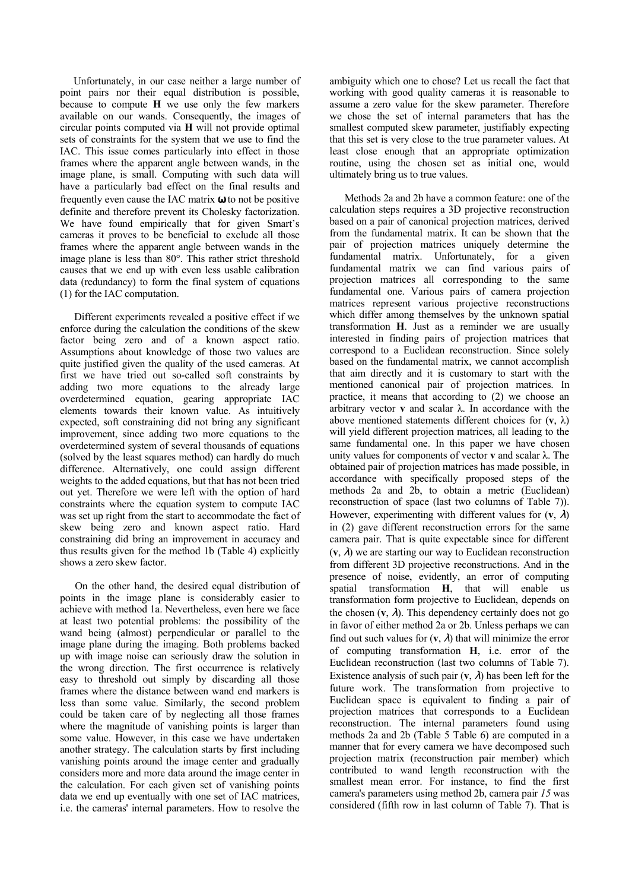Unfortunately, in our case neither a large number of point pairs nor their equal distribution is possible, because to compute **H** we use only the few markers available on our wands. Consequently, the images of circular points computed via **H** will not provide optimal sets of constraints for the system that we use to find the IAC. This issue comes particularly into effect in those frames where the apparent angle between wands, in the image plane, is small. Computing with such data will have a particularly bad effect on the final results and frequently even cause the IAC matrix $\boldsymbol{\omega}$ to not be positive definite and therefore prevent its Cholesky factorization. We have found empirically that for given Smart's cameras it proves to be beneficial to exclude all those frames where the apparent angle between wands in the image plane is less than 80°. This rather strict threshold causes that we end up with even less usable calibration data (redundancy) to form the final system of equations (1) for the IAC computation.

Different experiments revealed a positive effect if we enforce during the calculation the conditions of the skew factor being zero and of a known aspect ratio. Assumptions about knowledge of those two values are quite justified given the quality of the used cameras. At first we have tried out so-called soft constraints by adding two more equations to the already large overdetermined equation, gearing appropriate IAC elements towards their known value. As intuitively expected, soft constraining did not bring any significant improvement, since adding two more equations to the overdetermined system of several thousands of equations (solved by the least squares method) can hardly do much difference. Alternatively, one could assign different weights to the added equations, but that has not been tried out yet. Therefore we were left with the option of hard constraints where the equation system to compute IAC was set up right from the start to accommodate the fact of skew being zero and known aspect ratio. Hard constraining did bring an improvement in accuracy and thus results given for the method 1b (Table 4) explicitly shows a zero skew factor.

On the other hand, the desired equal distribution of points in the image plane is considerably easier to achieve with method 1a. Nevertheless, even here we face at least two potential problems: the possibility of the wand being (almost) perpendicular or parallel to the image plane during the imaging. Both problems backed up with image noise can seriously draw the solution in the wrong direction. The first occurrence is relatively easy to threshold out simply by discarding all those frames where the distance between wand end markers is less than some value. Similarly, the second problem could be taken care of by neglecting all those frames where the magnitude of vanishing points is larger than some value. However, in this case we have undertaken another strategy. The calculation starts by first including vanishing points around the image center and gradually considers more and more data around the image center in the calculation. For each given set of vanishing points data we end up eventually with one set of IAC matrices, i.e. the cameras' internal parameters. How to resolve the ambiguity which one to chose? Let us recall the fact that working with good quality cameras it is reasonable to assume a zero value for the skew parameter. Therefore we chose the set of internal parameters that has the smallest computed skew parameter, justifiably expecting that this set is very close to the true parameter values. At least close enough that an appropriate optimization routine, using the chosen set as initial one, would ultimately bring us to true values.

Methods 2a and 2b have a common feature: one of the calculation steps requires a 3D projective reconstruction based on a pair of canonical projection matrices, derived from the fundamental matrix. It can be shown that the pair of projection matrices uniquely determine the fundamental matrix. Unfortunately, for a given fundamental matrix we can find various pairs of projection matrices all corresponding to the same fundamental one. Various pairs of camera projection matrices represent various projective reconstructions which differ among themselves by the unknown spatial transformation **H**. Just as a reminder we are usually interested in finding pairs of projection matrices that correspond to a Euclidean reconstruction. Since solely based on the fundamental matrix, we cannot accomplish that aim directly and it is customary to start with the mentioned canonical pair of projection matrices. In practice, it means that according to (2) we choose an arbitrary vector **v** and scalar $\lambda$. In accordance with the above mentioned statements different choices for ($\mathbf{v}$, $\lambda$) will yield different projection matrices, all leading to the same fundamental one. In this paper we have chosen unity values for components of vector **v** and scalar $\lambda$. The obtained pair of projection matrices has made possible, in accordance with specifically proposed steps of the methods 2a and 2b, to obtain a metric (Euclidean) reconstruction of space (last two columns of Table 7)). However, experimenting with different values for ($\mathbf{v}$, $\lambda$) in (2) gave different reconstruction errors for the same camera pair. That is quite expectable since for different ($\mathbf{v}$, $\lambda$) we are starting our way to Euclidean reconstruction from different 3D projective reconstructions. And in the presence of noise, evidently, an error of computing spatial transformation **H**, that will enable us transformation form projective to Euclidean, depends on the chosen ($\mathbf{v}$, $\lambda$). This dependency certainly does not go in favor of either method 2a or 2b. Unless perhaps we can find out such values for ($\mathbf{v}$, $\lambda$) that will minimize the error of computing transformation **H**, i.e. error of the Euclidean reconstruction (last two columns of Table 7). Existence analysis of such pair ($\mathbf{v}$, $\lambda$) has been left for the future work. The transformation from projective to Euclidean space is equivalent to finding a pair of projection matrices that corresponds to a Euclidean reconstruction. The internal parameters found using methods 2a and 2b (Table 5 Table 6) are computed in a manner that for every camera we have decomposed such projection matrix (reconstruction pair member) which contributed to wand length reconstruction with the smallest mean error. For instance, to find the first camera's parameters using method 2b, camera pair *15* was considered (fifth row in last column of Table 7). That is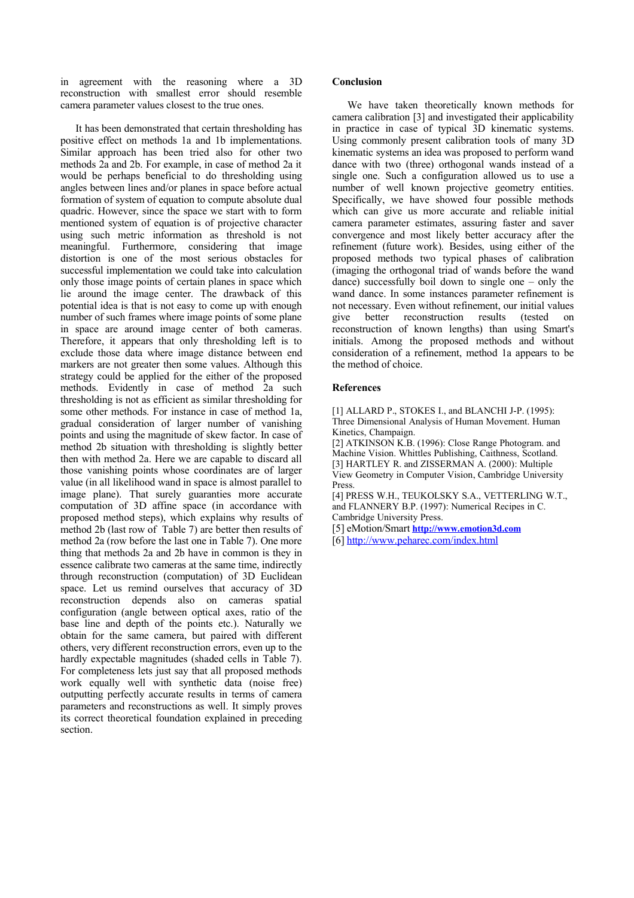in agreement with the reasoning where a 3D reconstruction with smallest error should resemble camera parameter values closest to the true ones.

It has been demonstrated that certain thresholding has positive effect on methods 1a and 1b implementations. Similar approach has been tried also for other two methods 2a and 2b. For example, in case of method 2a it would be perhaps beneficial to do thresholding using angles between lines and/or planes in space before actual formation of system of equation to compute absolute dual quadric. However, since the space we start with to form mentioned system of equation is of projective character using such metric information as threshold is not meaningful. Furthermore, considering that image distortion is one of the most serious obstacles for successful implementation we could take into calculation only those image points of certain planes in space which lie around the image center. The drawback of this potential idea is that is not easy to come up with enough number of such frames where image points of some plane in space are around image center of both cameras. Therefore, it appears that only thresholding left is to exclude those data where image distance between end markers are not greater then some values. Although this strategy could be applied for the either of the proposed methods. Evidently in case of method 2a such thresholding is not as efficient as similar thresholding for some other methods. For instance in case of method 1a, gradual consideration of larger number of vanishing points and using the magnitude of skew factor. In case of method 2b situation with thresholding is slightly better then with method 2a. Here we are capable to discard all those vanishing points whose coordinates are of larger value (in all likelihood wand in space is almost parallel to image plane). That surely guaranties more accurate computation of 3D affine space (in accordance with proposed method steps), which explains why results of method 2b (last row of Table 7) are better then results of method 2a (row before the last one in Table 7). One more thing that methods 2a and 2b have in common is they in essence calibrate two cameras at the same time, indirectly through reconstruction (computation) of 3D Euclidean space. Let us remind ourselves that accuracy of 3D reconstruction depends also on cameras spatial configuration (angle between optical axes, ratio of the base line and depth of the points etc.). Naturally we obtain for the same camera, but paired with different others, very different reconstruction errors, even up to the hardly expectable magnitudes (shaded cells in Table 7). For completeness lets just say that all proposed methods work equally well with synthetic data (noise free) outputting perfectly accurate results in terms of camera parameters and reconstructions as well. It simply proves its correct theoretical foundation explained in preceding section.

## Conclusion

We have taken theoretically known methods for camera calibration [3] and investigated their applicability in practice in case of typical 3D kinematic systems. Using commonly present calibration tools of many 3D kinematic systems an idea was proposed to perform wand dance with two (three) orthogonal wands instead of a single one. Such a configuration allowed us to use a number of well known projective geometry entities. Specifically, we have showed four possible methods which can give us more accurate and reliable initial camera parameter estimates, assuring faster and saver convergence and most likely better accuracy after the refinement (future work). Besides, using either of the proposed methods two typical phases of calibration (imaging the orthogonal triad of wands before the wand dance) successfully boil down to single one – only the wand dance. In some instances parameter refinement is not necessary. Even without refinement, our initial values give better reconstruction results (tested on reconstruction of known lengths) than using Smart's initials. Among the proposed methods and without consideration of a refinement, method 1a appears to be the method of choice.

## References

[1] ALLARD P., STOKES I., and BLANCHI J-P. (1995): Three Dimensional Analysis of Human Movement. Human Kinetics, Champaign.

[2] ATKINSON K.B. (1996): Close Range Photogram. and Machine Vision. Whittles Publishing, Caithness, Scotland.

[3] HARTLEY R. and ZISSERMAN A. (2000): Multiple View Geometry in Computer Vision, Cambridge University Press.

[4] PRESS W.H., TEUKOLSKY S.A., VETTERLING W.T., and FLANNERY B.P. (1997): Numerical Recipes in C. Cambridge University Press.

[5] eMotion/Smart **http://www.emotion3d.com**

[6] http://www.peharec.com/index.html